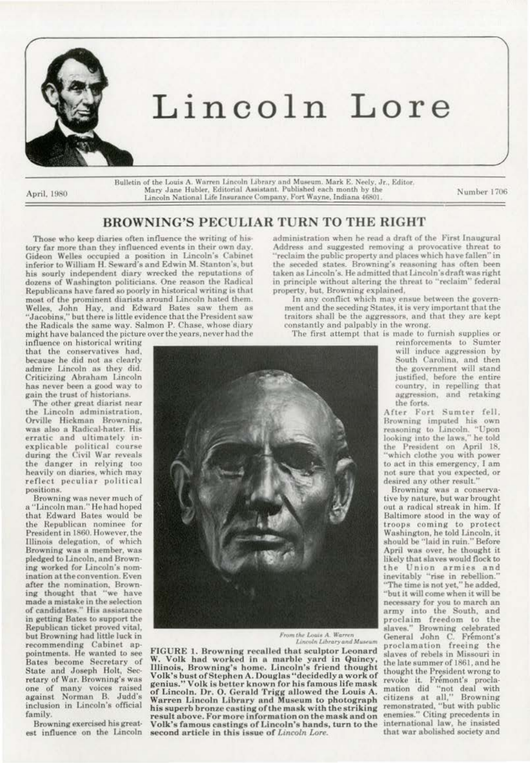# Lincoln Lore

Bulletin of the Louis A. Warren Lincoln Library and Museum. Mark E. Neely, Jr., Editor. Mary Jane Hubler, Editorial Assistant. Published each month by the Lincoln National Life Insurance Company, Fort Wayne, Indiana 46801.

April, 1980 — Number 1706

## BROWNING'S PECULIAR TURN TO THE RIGHT

Those who keep diaries often influence the writing of history far more than they influenced events in their own day. Gideon Welles occupied a position in Lincoln's Cabinet inferior to William H. Seward's and Edwin M. Stanton's, but his sourly independent diary wrecked the reputations of dozens of Washington politicians. One reason the Radical Republicans have fared so poorly in historical writing is that most of the prominent diarists around Lincoln hated them. Welles, John Hay, and Edward Bates saw them as "Jacobins," but there is little evidence that the President saw the Radicals the same way. Salmon P. Chase, whose diary might have balanced the picture over the years, never had the influence on historical writing that the conservatives had, because he did not as clearly admire Lincoln as they did. Criticizing Abraham Lincoln has never been a good way to gain the trust of historians.

The other great diarist near the Lincoln administration, Orville Hickman Browning, was also a Radical-hater. His erratic and ultimately inexplicable political course during the Civil War reveals the danger in relying too heavily on diaries, which may reflect peculiar political positions.

Browning was never much of a "Lincoln man." He had hoped that Edward Bates would be the Republican nominee for President in 1860. However, the Illinois delegation, of which Browning was a member, was pledged to Lincoln, and Browning worked for Lincoln's nomination at the convention. Even after the nomination, Browning thought that "we have made a mistake in the selection of candidates." His assistance in getting Bates to support the Republican ticket proved vital, but Browning had little luck in recommending Cabinet appointments. He wanted to see Bates become Secretary of State and Joseph Holt, Secretary of War. Browning's was one of many voices raised against Norman B. Judd's inclusion in Lincoln's official family.

Browning exercised his greatest influence on the Lincoln administration when he read a draft of the First Inaugural Address and suggested removing a provocative threat to "reclaim the public property and places which have fallen" in the seceded states. Browning's reasoning has often been taken as Lincoln's. He admitted that Lincoln's draft was right in principle without altering the threat to "reclaim" federal property, but, Browning explained,

> In any conflict which may ensue between the government and the seceding States, it is very important that the traitors shall be the aggressors, and that they are kept constantly and palpably in the wrong.
>
> The first attempt that is made to furnish supplies or reinforcements to Sumter will induce aggression by South Carolina, and then the government will stand justified, before the entire country, in repelling that aggression, and retaking the forts.

After Fort Sumter fell, Browning imputed his own reasoning to Lincoln. "Upon looking into the laws," he told the President on April 18, "which clothe you with power to act in this emergency, I am not sure that you expected, or desired any other result."

Browning was a conservative by nature, but war brought out a radical streak in him. If Baltimore stood in the way of troops coming to protect Washington, he told Lincoln, it should be "laid in ruin." Before April was over, he thought it likely that slaves would flock to the Union armies and inevitably "rise in rebellion." "The time is not yet," he added, "but it will come when it will be necessary for you to march an army into the South, and proclaim freedom to the slaves." Browning celebrated General John C. Frémont's proclamation freeing the slaves of rebels in Missouri in the late summer of 1861, and he thought the President wrong to revoke it. Frémont's proclamation did "not deal with citizens at all," Browning remonstrated, "but with public enemies." Citing precedents in international law, he insisted that war abolished society and

*From the Louis A. Warren Lincoln Library and Museum*

**FIGURE 1. Browning recalled that sculptor Leonard W. Volk had worked in a marble yard in Quincy, Illinois, Browning's home. Lincoln's friend thought Volk's bust of Stephen A. Douglas "decidedly a work of genius." Volk is better known for his famous life mask of Lincoln. Dr. O. Gerald Trigg allowed the Louis A. Warren Lincoln Library and Museum to photograph his superb bronze casting of the mask with the striking result above. For more information on the mask and on Volk's famous castings of Lincoln's hands, turn to the second article in this issue of *Lincoln Lore*.**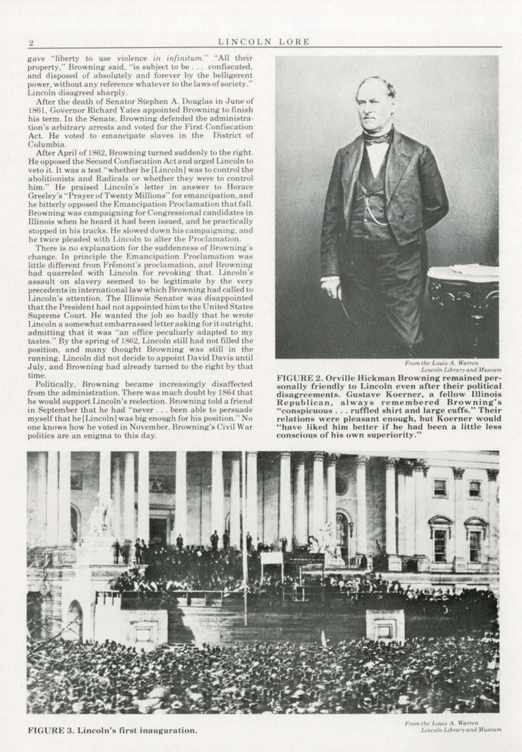gave "liberty to use violence *in infinitum*." "All their property," Browning said, "is subject to be . . . confiscated, and disposed of absolutely and forever by the belligerent power, without any reference whatever to the laws of society." Lincoln disagreed sharply.

After the death of Senator Stephen A. Douglas in June of 1861, Governor Richard Yates appointed Browning to finish his term. In the Senate, Browning defended the administration's arbitrary arrests and voted for the First Confiscation Act. He voted to emancipate slaves in the District of Columbia.

After April of 1862, Browning turned suddenly to the right. He opposed the Second Confiscation Act and urged Lincoln to veto it. It was a test "whether he [Lincoln] was to control the abolitionists and Radicals or whether they were to control him." He praised Lincoln's letter in answer to Horace Greeley's "Prayer of Twenty Millions" for emancipation, and he bitterly opposed the Emancipation Proclamation that fall. Browning was campaigning for Congressional candidates in Illinois when he heard it had been issued, and he practically stopped in his tracks. He slowed down his campaigning, and he twice pleaded with Lincoln to alter the Proclamation.

There is no explanation for the suddenness of Browning's change. In principle the Emancipation Proclamation was little different from Frémont's proclamation, and Browning had quarreled with Lincoln for revoking that. Lincoln's assault on slavery seemed to be legitimate by the very precedents in international law which Browning had called to Lincoln's attention. The Illinois Senator was disappointed that the President had not appointed him to the United States Supreme Court. He wanted the job so badly that he wrote Lincoln a somewhat embarrassed letter asking for it outright, admitting that it was "an office peculiarly adapted to my tastes." By the spring of 1862, Lincoln still had not filled the position, and many thought Browning was still in the running. Lincoln did not decide to appoint David Davis until July, and Browning had already turned to the right by that time.

Politically, Browning became increasingly disaffected from the administration. There was much doubt by 1864 that he would support Lincoln's reelection. Browning told a friend in September that he had "never . . . been able to persuade myself that he [Lincoln] was big enough for his position." No one knows how he voted in November. Browning's Civil War politics are an enigma to this day.

*From the Louis A. Warren Lincoln Library and Museum*

**FIGURE 2. Orville Hickman Browning remained personally friendly to Lincoln even after their political disagreements. Gustave Koerner, a fellow Illinois Republican, always remembered Browning's "conspicuous . . . ruffled shirt and large cuffs." Their relations were pleasant enough, but Koerner would "have liked him better if he had been a little less conscious of his own superiority."**

**FIGURE 3. Lincoln's first inauguration.**

*From the Louis A. Warren Lincoln Library and Museum*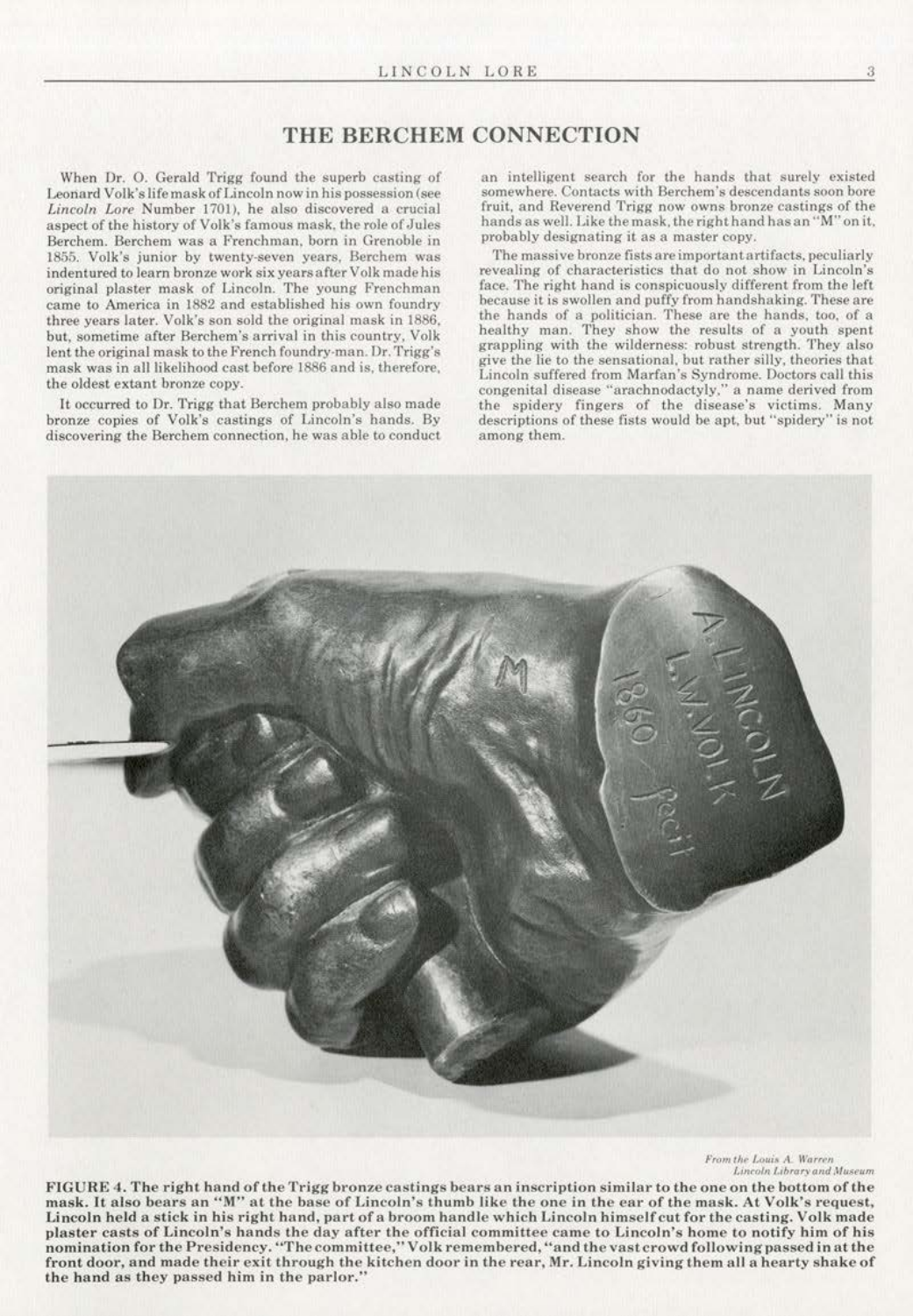## THE BERCHEM CONNECTION

When Dr. O. Gerald Trigg found the superb casting of Leonard Volk's life mask of Lincoln now in his possession (see *Lincoln Lore* Number 1701), he also discovered a crucial aspect of the history of Volk's famous mask, the role of Jules Berchem. Berchem was a Frenchman, born in Grenoble in 1855. Volk's junior by twenty-seven years, Berchem was indentured to learn bronze work six years after Volk made his original plaster mask of Lincoln. The young Frenchman came to America in 1882 and established his own foundry three years later. Volk's son sold the original mask in 1886, but, sometime after Berchem's arrival in this country, Volk lent the original mask to the French foundry-man. Dr. Trigg's mask was in all likelihood cast before 1886 and is, therefore, the oldest extant bronze copy.

It occurred to Dr. Trigg that Berchem probably also made bronze copies of Volk's castings of Lincoln's hands. By discovering the Berchem connection, he was able to conduct an intelligent search for the hands that surely existed somewhere. Contacts with Berchem's descendants soon bore fruit, and Reverend Trigg now owns bronze castings of the hands as well. Like the mask, the right hand has an "M" on it, probably designating it as a master copy.

The massive bronze fists are important artifacts, peculiarly revealing of characteristics that do not show in Lincoln's face. The right hand is conspicuously different from the left because it is swollen and puffy from handshaking. These are the hands of a politician. These are the hands, too, of a healthy man. They show the results of a youth spent grappling with the wilderness: robust strength. They also give the lie to the sensational, but rather silly, theories that Lincoln suffered from Marfan's Syndrome. Doctors call this congenital disease "arachnodactyly," a name derived from the spidery fingers of the disease's victims. Many descriptions of these fists would be apt, but "spidery" is not among them.

*From the Louis A. Warren Lincoln Library and Museum*

**FIGURE 4. The right hand of the Trigg bronze castings bears an inscription similar to the one on the bottom of the mask. It also bears an "M" at the base of Lincoln's thumb like the one in the ear of the mask. At Volk's request, Lincoln held a stick in his right hand, part of a broom handle which Lincoln himself cut for the casting. Volk made plaster casts of Lincoln's hands the day after the official committee came to Lincoln's home to notify him of his nomination for the Presidency. "The committee," Volk remembered, "and the vast crowd following passed in at the front door, and made their exit through the kitchen door in the rear, Mr. Lincoln giving them all a hearty shake of the hand as they passed him in the parlor."**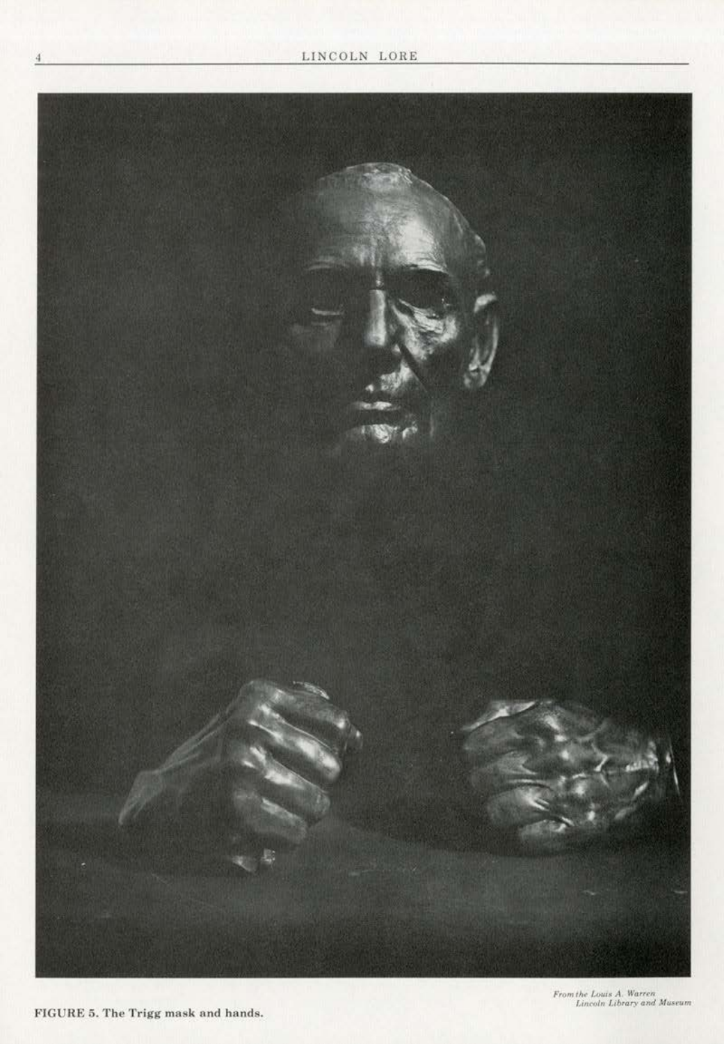FIGURE 5. The Trigg mask and hands.

*From the Louis A. Warren Lincoln Library and Museum*